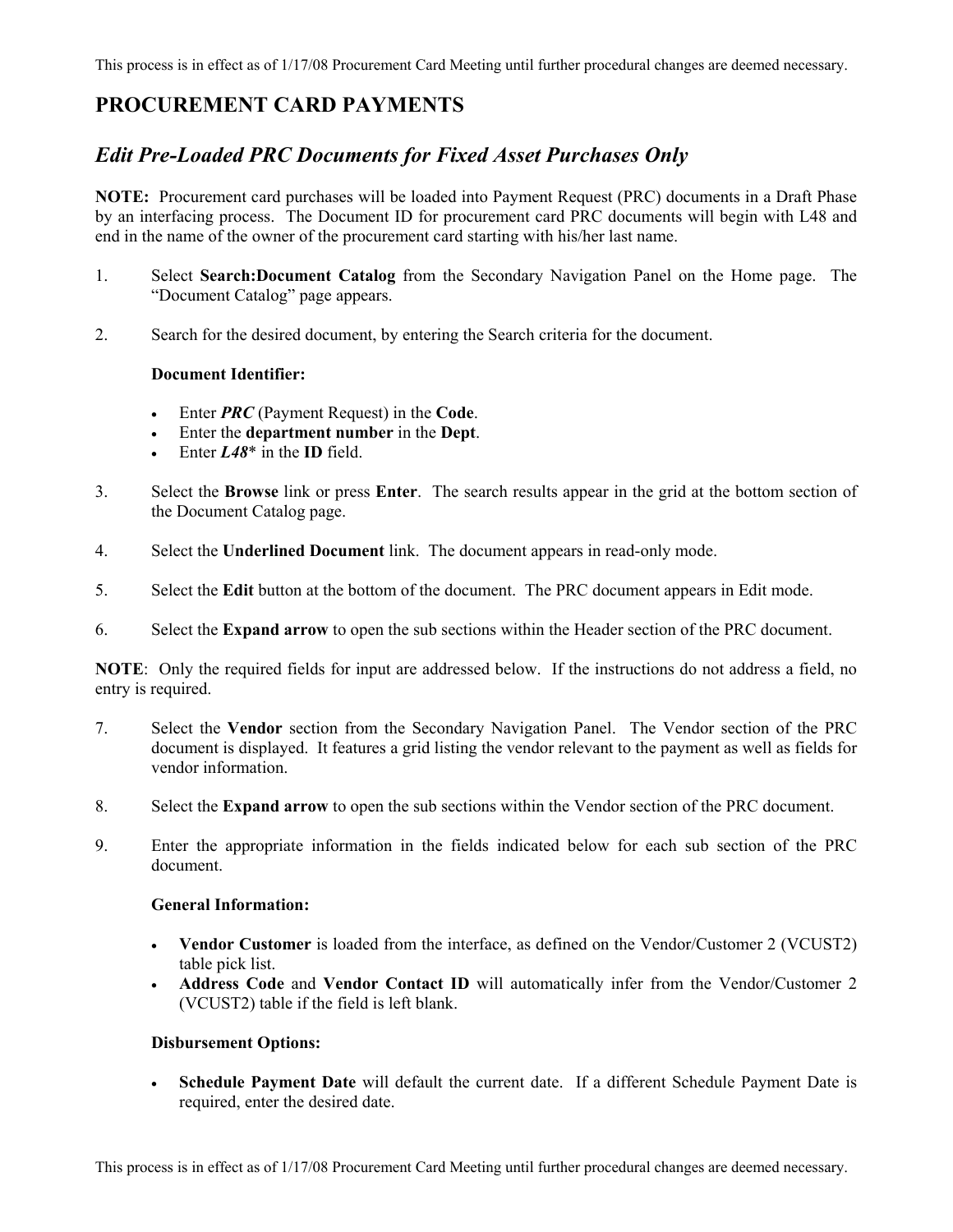# PROCUREMENT CARD PAYMENTS

## *Edit Pre-Loaded PRC Documents for Fixed Asset Purchases Only*

**NOTE:** Procurement card purchases will be loaded into Payment Request (PRC) documents in a Draft Phase by an interfacing process. The Document ID for procurement card PRC documents will begin with L48 and end in the name of the owner of the procurement card starting with his/her last name.

1. Select **Search:Document Catalog** from the Secondary Navigation Panel on the Home page. The "Document Catalog" page appears.

2. Search for the desired document, by entering the Search criteria for the document.

   **Document Identifier:**

   - Enter ***PRC*** (Payment Request) in the **Code**.
   - Enter the **department number** in the **Dept**.
   - Enter ***L48**** in the **ID** field.

3. Select the **Browse** link or press **Enter**. The search results appear in the grid at the bottom section of the Document Catalog page.

4. Select the **Underlined Document** link. The document appears in read-only mode.

5. Select the **Edit** button at the bottom of the document. The PRC document appears in Edit mode.

6. Select the **Expand arrow** to open the sub sections within the Header section of the PRC document.

**NOTE**: Only the required fields for input are addressed below. If the instructions do not address a field, no entry is required.

7. Select the **Vendor** section from the Secondary Navigation Panel. The Vendor section of the PRC document is displayed. It features a grid listing the vendor relevant to the payment as well as fields for vendor information.

8. Select the **Expand arrow** to open the sub sections within the Vendor section of the PRC document.

9. Enter the appropriate information in the fields indicated below for each sub section of the PRC document.

   **General Information:**

   - **Vendor Customer** is loaded from the interface, as defined on the Vendor/Customer 2 (VCUST2) table pick list.
   - **Address Code** and **Vendor Contact ID** will automatically infer from the Vendor/Customer 2 (VCUST2) table if the field is left blank.

   **Disbursement Options:**

   - **Schedule Payment Date** will default the current date. If a different Schedule Payment Date is required, enter the desired date.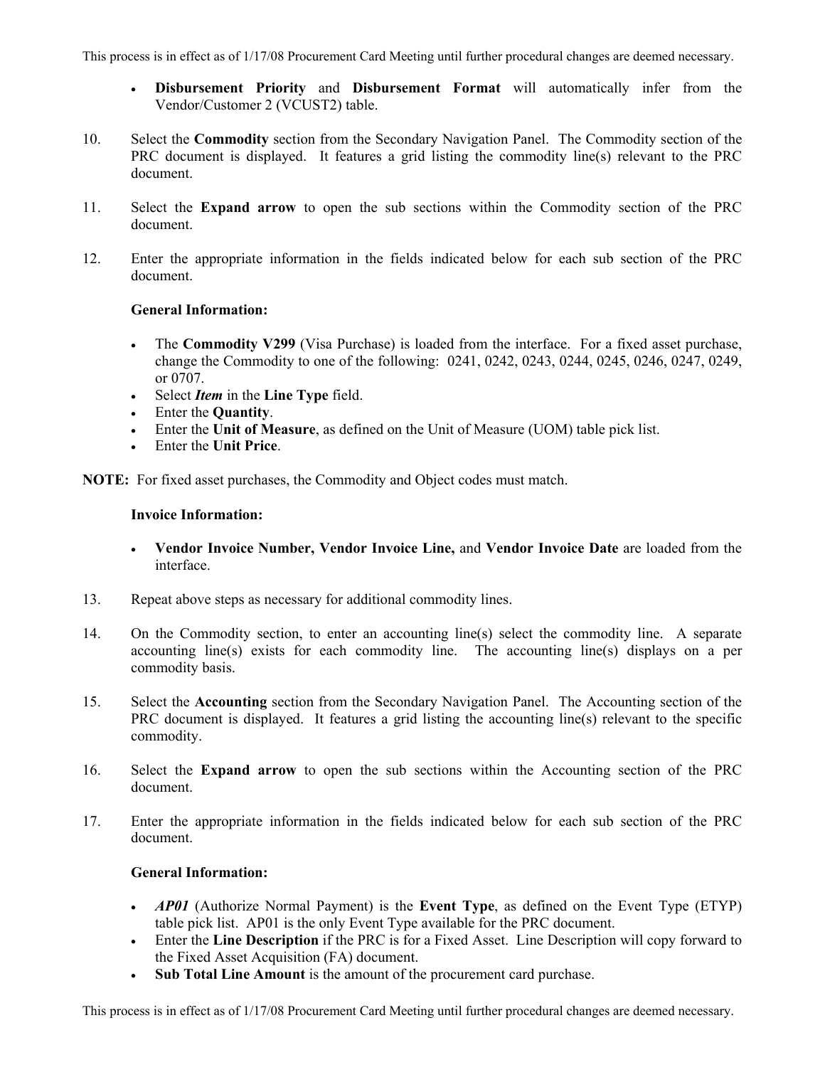- **Disbursement Priority** and **Disbursement Format** will automatically infer from the Vendor/Customer 2 (VCUST2) table.

10. Select the **Commodity** section from the Secondary Navigation Panel. The Commodity section of the PRC document is displayed. It features a grid listing the commodity line(s) relevant to the PRC document.

11. Select the **Expand arrow** to open the sub sections within the Commodity section of the PRC document.

12. Enter the appropriate information in the fields indicated below for each sub section of the PRC document.

    **General Information:**

    - The **Commodity V299** (Visa Purchase) is loaded from the interface. For a fixed asset purchase, change the Commodity to one of the following: 0241, 0242, 0243, 0244, 0245, 0246, 0247, 0249, or 0707.
    - Select ***Item*** in the **Line Type** field.
    - Enter the **Quantity**.
    - Enter the **Unit of Measure**, as defined on the Unit of Measure (UOM) table pick list.
    - Enter the **Unit Price**.

**NOTE:** For fixed asset purchases, the Commodity and Object codes must match.

**Invoice Information:**

- **Vendor Invoice Number, Vendor Invoice Line,** and **Vendor Invoice Date** are loaded from the interface.

13. Repeat above steps as necessary for additional commodity lines.

14. On the Commodity section, to enter an accounting line(s) select the commodity line. A separate accounting line(s) exists for each commodity line. The accounting line(s) displays on a per commodity basis.

15. Select the **Accounting** section from the Secondary Navigation Panel. The Accounting section of the PRC document is displayed. It features a grid listing the accounting line(s) relevant to the specific commodity.

16. Select the **Expand arrow** to open the sub sections within the Accounting section of the PRC document.

17. Enter the appropriate information in the fields indicated below for each sub section of the PRC document.

    **General Information:**

    - ***AP01*** (Authorize Normal Payment) is the **Event Type**, as defined on the Event Type (ETYP) table pick list. AP01 is the only Event Type available for the PRC document.
    - Enter the **Line Description** if the PRC is for a Fixed Asset. Line Description will copy forward to the Fixed Asset Acquisition (FA) document.
    - **Sub Total Line Amount** is the amount of the procurement card purchase.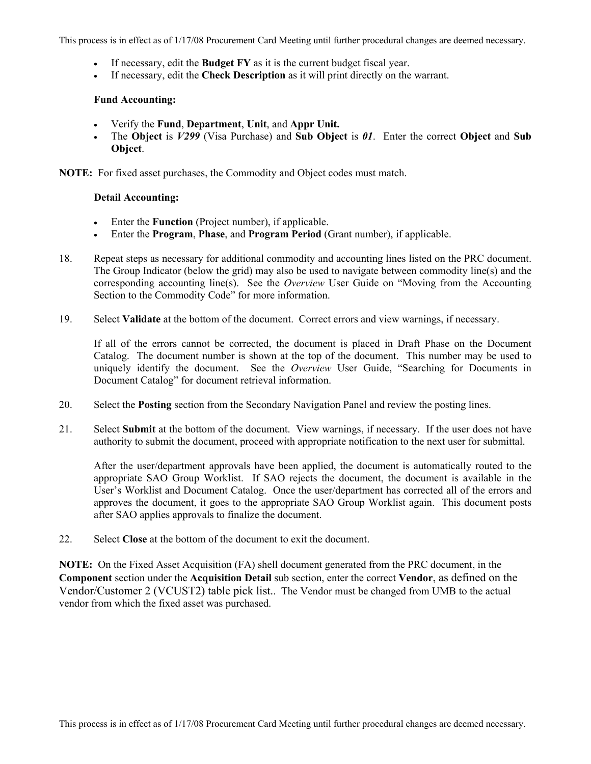- If necessary, edit the **Budget FY** as it is the current budget fiscal year.
- If necessary, edit the **Check Description** as it will print directly on the warrant.

**Fund Accounting:**

- Verify the **Fund**, **Department**, **Unit**, and **Appr Unit.**
- The **Object** is ***V299*** (Visa Purchase) and **Sub Object** is ***01***. Enter the correct **Object** and **Sub Object**.

**NOTE:** For fixed asset purchases, the Commodity and Object codes must match.

**Detail Accounting:**

- Enter the **Function** (Project number), if applicable.
- Enter the **Program**, **Phase**, and **Program Period** (Grant number), if applicable.

18. Repeat steps as necessary for additional commodity and accounting lines listed on the PRC document. The Group Indicator (below the grid) may also be used to navigate between commodity line(s) and the corresponding accounting line(s). See the *Overview* User Guide on "Moving from the Accounting Section to the Commodity Code" for more information.

19. Select **Validate** at the bottom of the document. Correct errors and view warnings, if necessary.

    If all of the errors cannot be corrected, the document is placed in Draft Phase on the Document Catalog. The document number is shown at the top of the document. This number may be used to uniquely identify the document. See the *Overview* User Guide, "Searching for Documents in Document Catalog" for document retrieval information.

20. Select the **Posting** section from the Secondary Navigation Panel and review the posting lines.

21. Select **Submit** at the bottom of the document. View warnings, if necessary. If the user does not have authority to submit the document, proceed with appropriate notification to the next user for submittal.

    After the user/department approvals have been applied, the document is automatically routed to the appropriate SAO Group Worklist. If SAO rejects the document, the document is available in the User's Worklist and Document Catalog. Once the user/department has corrected all of the errors and approves the document, it goes to the appropriate SAO Group Worklist again. This document posts after SAO applies approvals to finalize the document.

22. Select **Close** at the bottom of the document to exit the document.

**NOTE:** On the Fixed Asset Acquisition (FA) shell document generated from the PRC document, in the **Component** section under the **Acquisition Detail** sub section, enter the correct **Vendor**, as defined on the Vendor/Customer 2 (VCUST2) table pick list.. The Vendor must be changed from UMB to the actual vendor from which the fixed asset was purchased.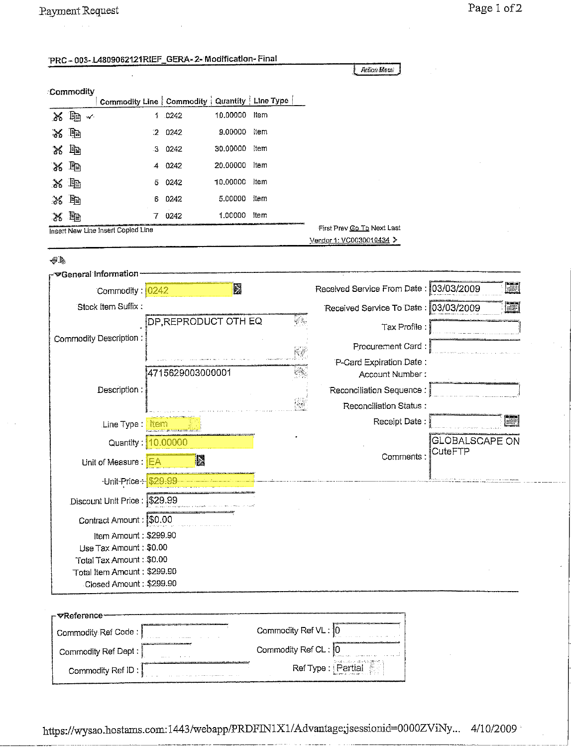Payment Request

## PRC - 003- L4809062121RIEF_GERA- 2- Modification- Final

Action Menu

### Commodity

| Commodity Line | Commodity | Quantity | Line Type |
|---|---|---|---|
| 1 | 0242 | 10.00000 | Item |
| 2 | 0242 | 9.00000 | Item |
| 3 | 0242 | 30.00000 | Item |
| 4 | 0242 | 20.00000 | Item |
| 5 | 0242 | 10.00000 | Item |
| 6 | 0242 | 5.00000 | Item |
| 7 | 0242 | 1.00000 | Item |

Insert New Line Insert Copied Line

First Prev Go To Next Last

Vendor 1: VC0030019434 >

### General Information

Commodity : 0242

Stock Item Suffix :

Commodity Description : DP,REPRODUCT OTH EQ

Description : 4715629003000001

Line Type : Item

Quantity : 10.00000

Unit of Measure : EA

Unit Price : $29.99

Discount Unit Price : $29.99

Contract Amount : $0.00

Item Amount : $299.90

Use Tax Amount : $0.00

Total Tax Amount : $0.00

Total Item Amount : $299.90

Closed Amount : $299.90

Received Service From Date : 03/03/2009

Received Service To Date : 03/03/2009

Tax Profile :

Procurement Card :

P-Card Expiration Date :

Account Number :

Reconciliation Sequence :

Reconciliation Status :

Receipt Date :

Comments : GLOBALSCAPE ON CuteFTP

### Reference

Commodity Ref Code :

Commodity Ref Dept :

Commodity Ref ID :

Commodity Ref VL : 0

Commodity Ref CL : 0

Ref Type : Partial

https://wysao.hostams.com:1443/webapp/PRDFIN1X1/Advantage;jsessionid=0000ZViNy... 4/10/2009